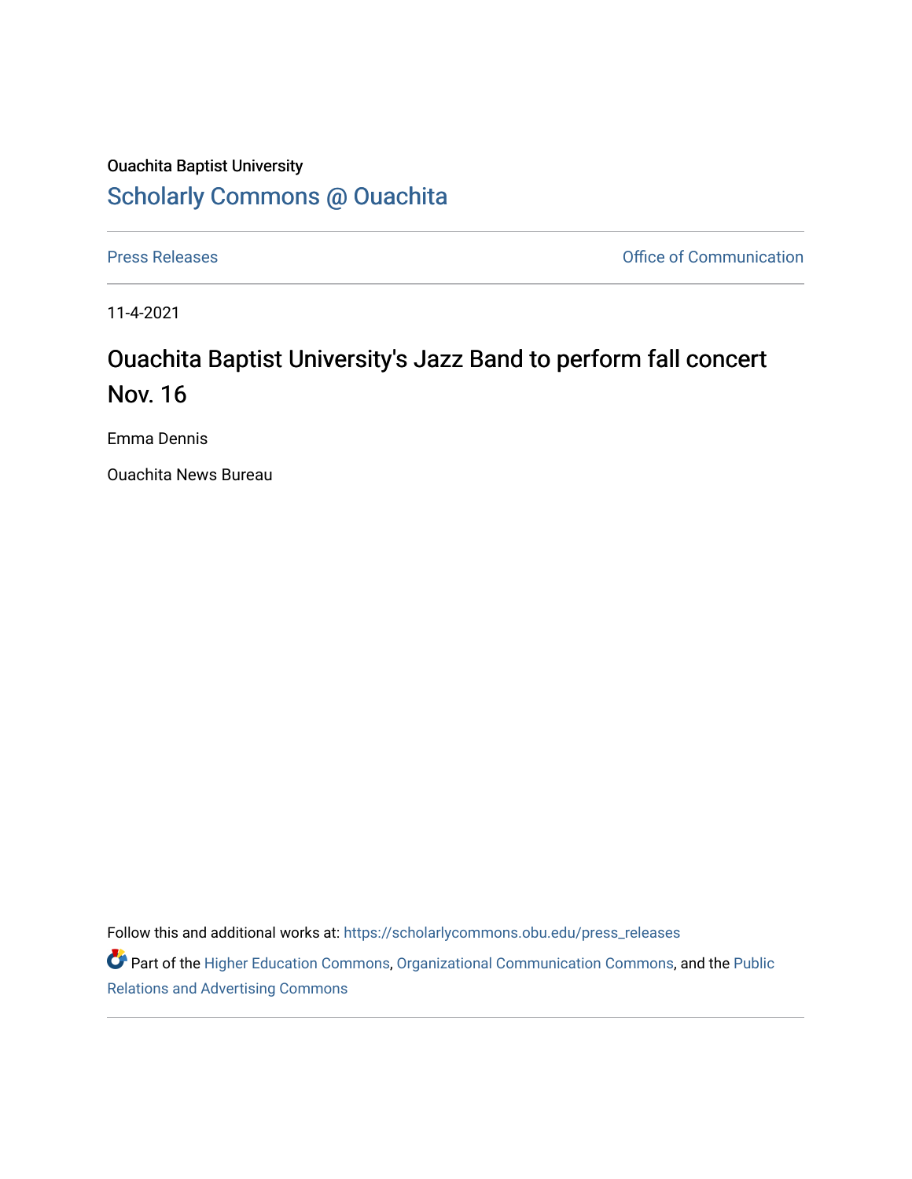Ouachita Baptist University

# Scholarly Commons @ Ouachita

Press Releases

Office of Communication

11-4-2021

## Ouachita Baptist University's Jazz Band to perform fall concert Nov. 16

Emma Dennis

Ouachita News Bureau

Follow this and additional works at: https://scholarlycommons.obu.edu/press_releases

Part of the Higher Education Commons, Organizational Communication Commons, and the Public Relations and Advertising Commons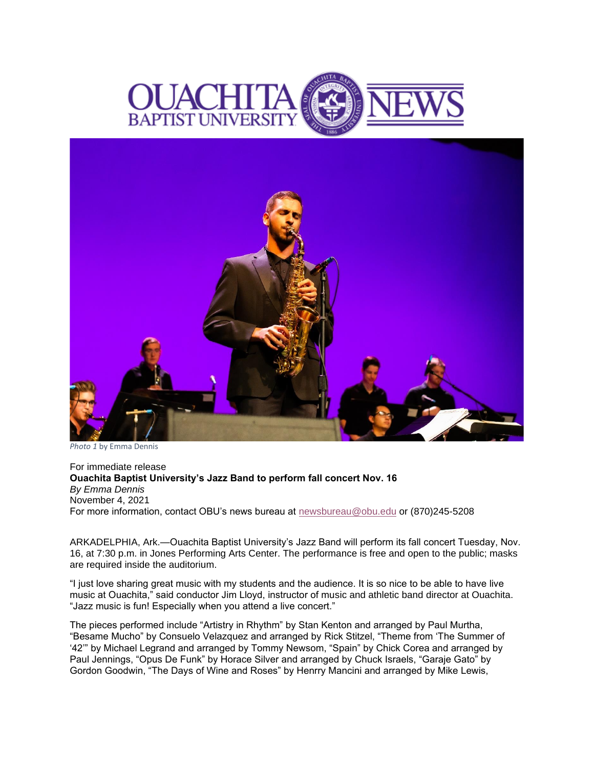Photo 1 by Emma Dennis

For immediate release

**Ouachita Baptist University's Jazz Band to perform fall concert Nov. 16**

*By Emma Dennis*

November 4, 2021

For more information, contact OBU's news bureau at newsbureau@obu.edu or (870)245-5208

ARKADELPHIA, Ark.—Ouachita Baptist University's Jazz Band will perform its fall concert Tuesday, Nov. 16, at 7:30 p.m. in Jones Performing Arts Center. The performance is free and open to the public; masks are required inside the auditorium.

"I just love sharing great music with my students and the audience. It is so nice to be able to have live music at Ouachita," said conductor Jim Lloyd, instructor of music and athletic band director at Ouachita. "Jazz music is fun! Especially when you attend a live concert."

The pieces performed include "Artistry in Rhythm" by Stan Kenton and arranged by Paul Murtha, "Besame Mucho" by Consuelo Velazquez and arranged by Rick Stitzel, "Theme from 'The Summer of '42'" by Michael Legrand and arranged by Tommy Newsom, "Spain" by Chick Corea and arranged by Paul Jennings, "Opus De Funk" by Horace Silver and arranged by Chuck Israels, "Garaje Gato" by Gordon Goodwin, "The Days of Wine and Roses" by Henrry Mancini and arranged by Mike Lewis,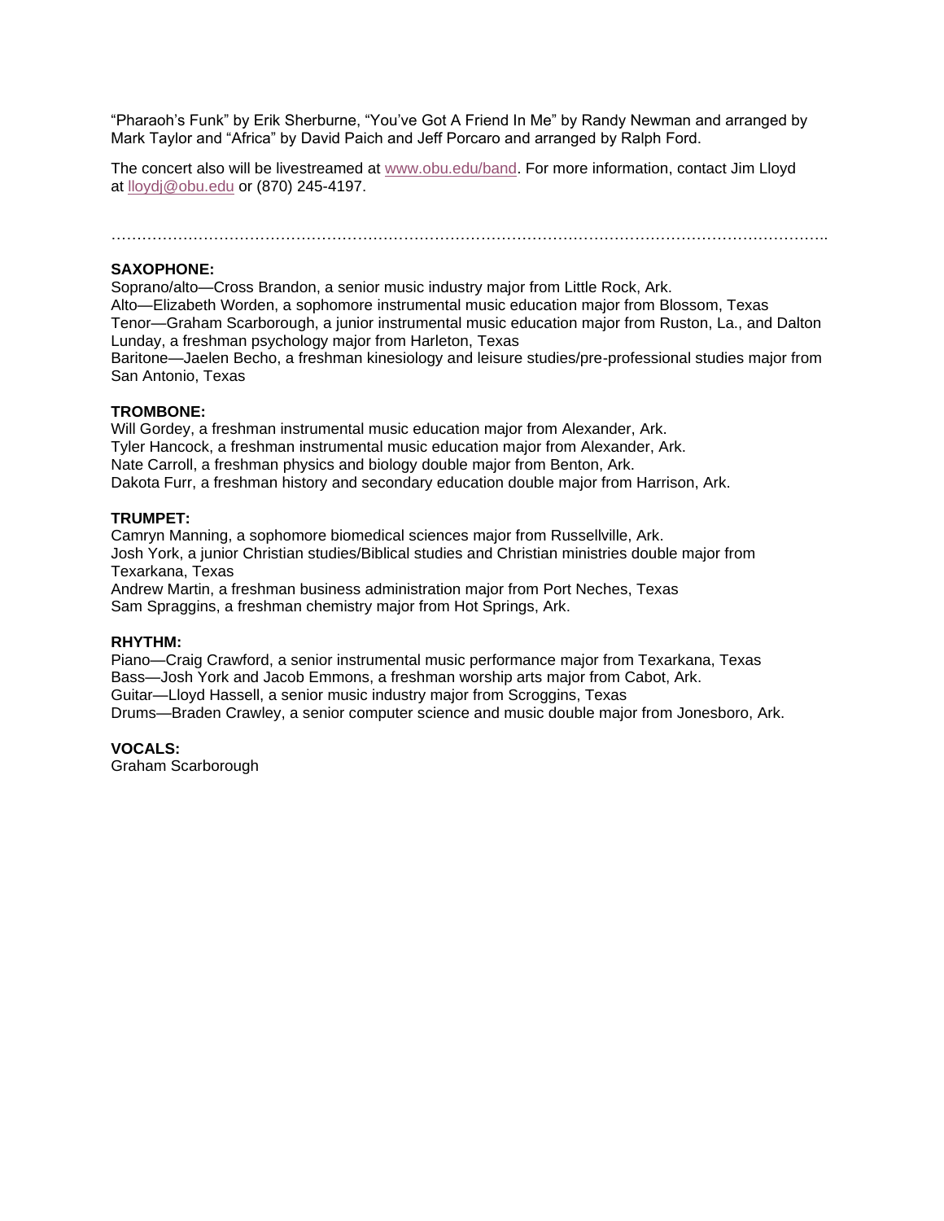"Pharaoh's Funk" by Erik Sherburne, "You've Got A Friend In Me" by Randy Newman and arranged by Mark Taylor and "Africa" by David Paich and Jeff Porcaro and arranged by Ralph Ford.

The concert also will be livestreamed at [www.obu.edu/band](www.obu.edu/band). For more information, contact Jim Lloyd at [lloydj@obu.edu](mailto:lloydj@obu.edu) or (870) 245-4197.

…………………………………………………………………………………………………………………………..

**SAXOPHONE:**
Soprano/alto—Cross Brandon, a senior music industry major from Little Rock, Ark.
Alto—Elizabeth Worden, a sophomore instrumental music education major from Blossom, Texas
Tenor—Graham Scarborough, a junior instrumental music education major from Ruston, La., and Dalton Lunday, a freshman psychology major from Harleton, Texas
Baritone—Jaelen Becho, a freshman kinesiology and leisure studies/pre-professional studies major from San Antonio, Texas

**TROMBONE:**
Will Gordey, a freshman instrumental music education major from Alexander, Ark.
Tyler Hancock, a freshman instrumental music education major from Alexander, Ark.
Nate Carroll, a freshman physics and biology double major from Benton, Ark.
Dakota Furr, a freshman history and secondary education double major from Harrison, Ark.

**TRUMPET:**
Camryn Manning, a sophomore biomedical sciences major from Russellville, Ark.
Josh York, a junior Christian studies/Biblical studies and Christian ministries double major from Texarkana, Texas
Andrew Martin, a freshman business administration major from Port Neches, Texas
Sam Spraggins, a freshman chemistry major from Hot Springs, Ark.

**RHYTHM:**
Piano—Craig Crawford, a senior instrumental music performance major from Texarkana, Texas
Bass—Josh York and Jacob Emmons, a freshman worship arts major from Cabot, Ark.
Guitar—Lloyd Hassell, a senior music industry major from Scroggins, Texas
Drums—Braden Crawley, a senior computer science and music double major from Jonesboro, Ark.

**VOCALS:**
Graham Scarborough